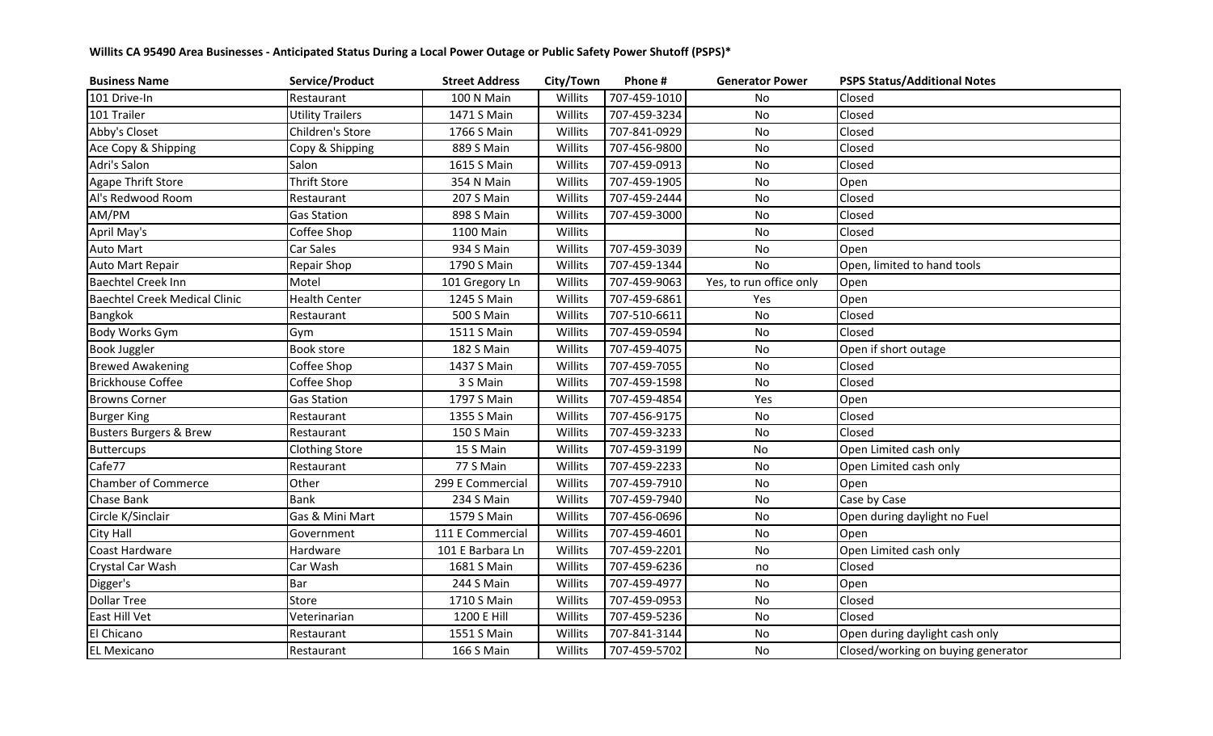**Willits CA 95490 Area Businesses - Anticipated Status During a Local Power Outage or Public Safety Power Shutoff (PSPS)***

| Business Name | Service/Product | Street Address | City/Town | Phone # | Generator Power | PSPS Status/Additional Notes |
|---|---|---|---|---|---|---|
| 101 Drive-In | Restaurant | 100 N Main | Willits | 707-459-1010 | No | Closed |
| 101 Trailer | Utility Trailers | 1471 S Main | Willits | 707-459-3234 | No | Closed |
| Abby's Closet | Children's Store | 1766 S Main | Willits | 707-841-0929 | No | Closed |
| Ace Copy & Shipping | Copy & Shipping | 889 S Main | Willits | 707-456-9800 | No | Closed |
| Adri's Salon | Salon | 1615 S Main | Willits | 707-459-0913 | No | Closed |
| Agape Thrift Store | Thrift Store | 354 N Main | Willits | 707-459-1905 | No | Open |
| Al's Redwood Room | Restaurant | 207 S Main | Willits | 707-459-2444 | No | Closed |
| AM/PM | Gas Station | 898 S Main | Willits | 707-459-3000 | No | Closed |
| April May's | Coffee Shop | 1100 Main | Willits | | No | Closed |
| Auto Mart | Car Sales | 934 S Main | Willits | 707-459-3039 | No | Open |
| Auto Mart Repair | Repair Shop | 1790 S Main | Willits | 707-459-1344 | No | Open, limited to hand tools |
| Baechtel Creek Inn | Motel | 101 Gregory Ln | Willits | 707-459-9063 | Yes, to run office only | Open |
| Baechtel Creek Medical Clinic | Health Center | 1245 S Main | Willits | 707-459-6861 | Yes | Open |
| Bangkok | Restaurant | 500 S Main | Willits | 707-510-6611 | No | Closed |
| Body Works Gym | Gym | 1511 S Main | Willits | 707-459-0594 | No | Closed |
| Book Juggler | Book store | 182 S Main | Willits | 707-459-4075 | No | Open if short outage |
| Brewed Awakening | Coffee Shop | 1437 S Main | Willits | 707-459-7055 | No | Closed |
| Brickhouse Coffee | Coffee Shop | 3 S Main | Willits | 707-459-1598 | No | Closed |
| Browns Corner | Gas Station | 1797 S Main | Willits | 707-459-4854 | Yes | Open |
| Burger King | Restaurant | 1355 S Main | Willits | 707-456-9175 | No | Closed |
| Busters Burgers & Brew | Restaurant | 150 S Main | Willits | 707-459-3233 | No | Closed |
| Buttercups | Clothing Store | 15 S Main | Willits | 707-459-3199 | No | Open Limited cash only |
| Cafe77 | Restaurant | 77 S Main | Willits | 707-459-2233 | No | Open Limited cash only |
| Chamber of Commerce | Other | 299 E Commercial | Willits | 707-459-7910 | No | Open |
| Chase Bank | Bank | 234 S Main | Willits | 707-459-7940 | No | Case by Case |
| Circle K/Sinclair | Gas & Mini Mart | 1579 S Main | Willits | 707-456-0696 | No | Open during daylight no Fuel |
| City Hall | Government | 111 E Commercial | Willits | 707-459-4601 | No | Open |
| Coast Hardware | Hardware | 101 E Barbara Ln | Willits | 707-459-2201 | No | Open Limited cash only |
| Crystal Car Wash | Car Wash | 1681 S Main | Willits | 707-459-6236 | no | Closed |
| Digger's | Bar | 244 S Main | Willits | 707-459-4977 | No | Open |
| Dollar Tree | Store | 1710 S Main | Willits | 707-459-0953 | No | Closed |
| East Hill Vet | Veterinarian | 1200 E Hill | Willits | 707-459-5236 | No | Closed |
| El Chicano | Restaurant | 1551 S Main | Willits | 707-841-3144 | No | Open during daylight cash only |
| EL Mexicano | Restaurant | 166 S Main | Willits | 707-459-5702 | No | Closed/working on buying generator |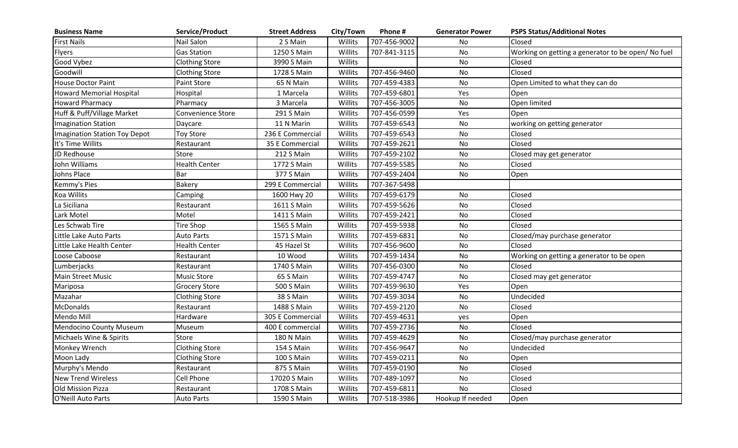| Business Name | Service/Product | Street Address | City/Town | Phone # | Generator Power | PSPS Status/Additional Notes |
|---|---|---|---|---|---|---|
| First Nails | Nail Salon | 2 S Main | Willits | 707-456-9002 | No | Closed |
| Flyers | Gas Station | 1250 S Main | Willits | 707-841-3115 | No | Working on getting a generator to be open/ No fuel |
| Good Vybez | Clothing Store | 3990 S Main | Willits | | No | Closed |
| Goodwill | Clothing Store | 1728 S Main | Willits | 707-456-9460 | No | Closed |
| House Doctor Paint | Paint Store | 65 N Main | Willits | 707-459-4383 | No | Open Limited to what they can do |
| Howard Memorial Hospital | Hospital | 1 Marcela | Willits | 707-459-6801 | Yes | Open |
| Howard Pharmacy | Pharmacy | 3 Marcela | Willits | 707-456-3005 | No | Open limited |
| Huff & Puff/Village Market | Convenience Store | 291 S Main | Willits | 707-456-0599 | Yes | Open |
| Imagination Station | Daycare | 11 N Marin | Willits | 707-459-6543 | No | working on getting generator |
| Imagination Station Toy Depot | Toy Store | 236 E Commercial | Willits | 707-459-6543 | No | Closed |
| It's Time Willits | Restaurant | 35 E Commercial | Willits | 707-459-2621 | No | Closed |
| JD Redhouse | Store | 212 S Main | Willits | 707-459-2102 | No | Closed may get generator |
| John Williams | Health Center | 1772 S Main | Willits | 707-459-5585 | No | Closed |
| Johns Place | Bar | 377 S Main | Willits | 707-459-2404 | No | Open |
| Kemmy's Pies | Bakery | 299 E Commercial | Willits | 707-367-5498 | | |
| Koa Willits | Camping | 1600 Hwy 20 | Willits | 707-459-6179 | No | Closed |
| La Siciliana | Restaurant | 1611 S Main | Willits | 707-459-5626 | No | Closed |
| Lark Motel | Motel | 1411 S Main | Willits | 707-459-2421 | No | Closed |
| Les Schwab Tire | Tire Shop | 1565 S Main | Willits | 707-459-5938 | No | Closed |
| Little Lake Auto Parts | Auto Parts | 1571 S Main | Willits | 707-459-6831 | No | Closed/may purchase generator |
| Little Lake Health Center | Health Center | 45 Hazel St | Willits | 707-456-9600 | No | Closed |
| Loose Caboose | Restaurant | 10 Wood | Willits | 707-459-1434 | No | Working on getting a generator to be open |
| Lumberjacks | Restaurant | 1740 S Main | Willits | 707-456-0300 | No | Closed |
| Main Street Music | Music Store | 65 S Main | Willits | 707-459-4747 | No | Closed may get generator |
| Mariposa | Grocery Store | 500 S Main | Willits | 707-459-9630 | Yes | Open |
| Mazahar | Clothing Store | 38 S Main | Willits | 707-459-3034 | No | Undecided |
| McDonalds | Restaurant | 1488 S Main | Willits | 707-459-2120 | No | Closed |
| Mendo Mill | Hardware | 305 E Commercial | Willits | 707-459-4631 | yes | Open |
| Mendocino County Museum | Museum | 400 E commercial | Willits | 707-459-2736 | No | Closed |
| Michaels Wine & Spirits | Store | 180 N Main | Willits | 707-459-4629 | No | Closed/may purchase generator |
| Monkey Wrench | Clothing Store | 154 S Main | Willits | 707-456-9647 | No | Undecided |
| Moon Lady | Clothing Store | 100 S Main | Willits | 707-459-0211 | No | Open |
| Murphy's Mendo | Restaurant | 875 S Main | Willits | 707-459-0190 | No | Closed |
| New Trend Wireless | Cell Phone | 17020 S Main | Willits | 707-489-1097 | No | Closed |
| Old Mission Pizza | Restaurant | 1708 S Main | Willits | 707-459-6811 | No | Closed |
| O'Neill Auto Parts | Auto Parts | 1590 S Main | Willits | 707-518-3986 | Hookup If needed | Open |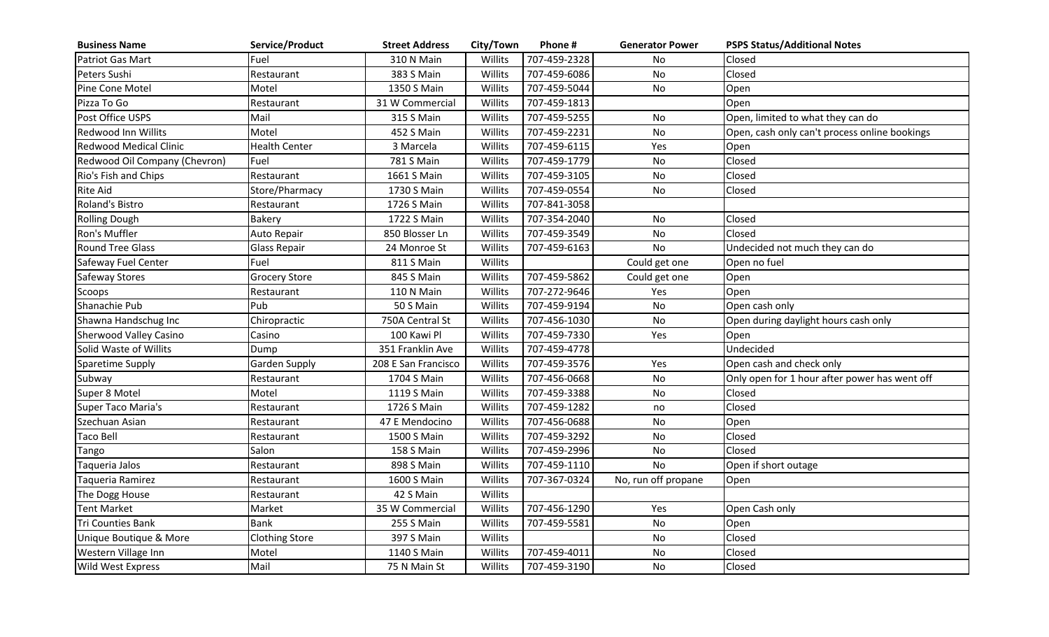| Business Name | Service/Product | Street Address | City/Town | Phone # | Generator Power | PSPS Status/Additional Notes |
|---|---|---|---|---|---|---|
| Patriot Gas Mart | Fuel | 310 N Main | Willits | 707-459-2328 | No | Closed |
| Peters Sushi | Restaurant | 383 S Main | Willits | 707-459-6086 | No | Closed |
| Pine Cone Motel | Motel | 1350 S Main | Willits | 707-459-5044 | No | Open |
| Pizza To Go | Restaurant | 31 W Commercial | Willits | 707-459-1813 | | Open |
| Post Office USPS | Mail | 315 S Main | Willits | 707-459-5255 | No | Open, limited to what they can do |
| Redwood Inn Willits | Motel | 452 S Main | Willits | 707-459-2231 | No | Open, cash only can't process online bookings |
| Redwood Medical Clinic | Health Center | 3 Marcela | Willits | 707-459-6115 | Yes | Open |
| Redwood Oil Company (Chevron) | Fuel | 781 S Main | Willits | 707-459-1779 | No | Closed |
| Rio's Fish and Chips | Restaurant | 1661 S Main | Willits | 707-459-3105 | No | Closed |
| Rite Aid | Store/Pharmacy | 1730 S Main | Willits | 707-459-0554 | No | Closed |
| Roland's Bistro | Restaurant | 1726 S Main | Willits | 707-841-3058 | | |
| Rolling Dough | Bakery | 1722 S Main | Willits | 707-354-2040 | No | Closed |
| Ron's Muffler | Auto Repair | 850 Blosser Ln | Willits | 707-459-3549 | No | Closed |
| Round Tree Glass | Glass Repair | 24 Monroe St | Willits | 707-459-6163 | No | Undecided not much they can do |
| Safeway Fuel Center | Fuel | 811 S Main | Willits | | Could get one | Open no fuel |
| Safeway Stores | Grocery Store | 845 S Main | Willits | 707-459-5862 | Could get one | Open |
| Scoops | Restaurant | 110 N Main | Willits | 707-272-9646 | Yes | Open |
| Shanachie Pub | Pub | 50 S Main | Willits | 707-459-9194 | No | Open cash only |
| Shawna Handschug Inc | Chiropractic | 750A Central St | Willits | 707-456-1030 | No | Open during daylight hours cash only |
| Sherwood Valley Casino | Casino | 100 Kawi Pl | Willits | 707-459-7330 | Yes | Open |
| Solid Waste of Willits | Dump | 351 Franklin Ave | Willits | 707-459-4778 | | Undecided |
| Sparetime Supply | Garden Supply | 208 E San Francisco | Willits | 707-459-3576 | Yes | Open cash and check only |
| Subway | Restaurant | 1704 S Main | Willits | 707-456-0668 | No | Only open for 1 hour after power has went off |
| Super 8 Motel | Motel | 1119 S Main | Willits | 707-459-3388 | No | Closed |
| Super Taco Maria's | Restaurant | 1726 S Main | Willits | 707-459-1282 | no | Closed |
| Szechuan Asian | Restaurant | 47 E Mendocino | Willits | 707-456-0688 | No | Open |
| Taco Bell | Restaurant | 1500 S Main | Willits | 707-459-3292 | No | Closed |
| Tango | Salon | 158 S Main | Willits | 707-459-2996 | No | Closed |
| Taqueria Jalos | Restaurant | 898 S Main | Willits | 707-459-1110 | No | Open if short outage |
| Taqueria Ramirez | Restaurant | 1600 S Main | Willits | 707-367-0324 | No, run off propane | Open |
| The Dogg House | Restaurant | 42 S Main | Willits | | | |
| Tent Market | Market | 35 W Commercial | Willits | 707-456-1290 | Yes | Open Cash only |
| Tri Counties Bank | Bank | 255 S Main | Willits | 707-459-5581 | No | Open |
| Unique Boutique & More | Clothing Store | 397 S Main | Willits | | No | Closed |
| Western Village Inn | Motel | 1140 S Main | Willits | 707-459-4011 | No | Closed |
| Wild West Express | Mail | 75 N Main St | Willits | 707-459-3190 | No | Closed |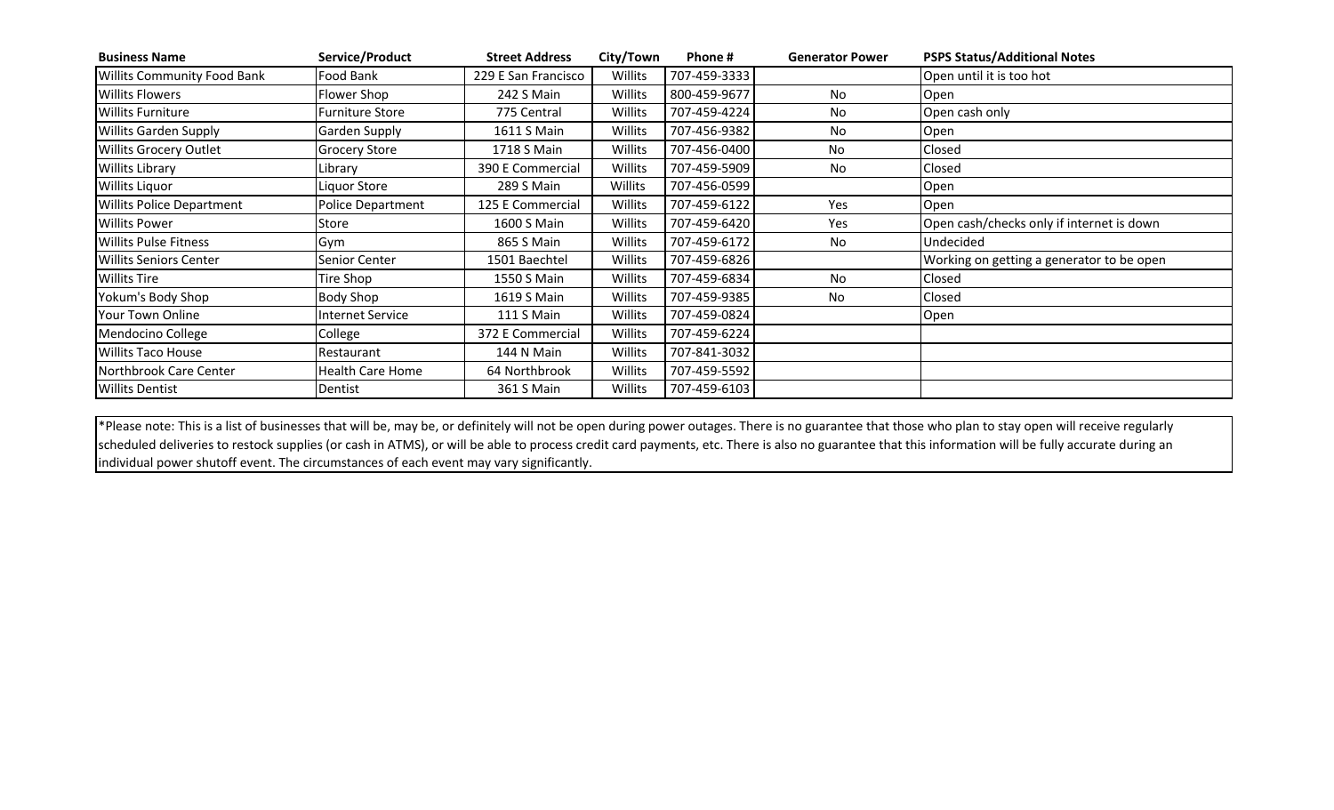| Business Name | Service/Product | Street Address | City/Town | Phone # | Generator Power | PSPS Status/Additional Notes |
|---|---|---|---|---|---|---|
| Willits Community Food Bank | Food Bank | 229 E San Francisco | Willits | 707-459-3333 | | Open until it is too hot |
| Willits Flowers | Flower Shop | 242 S Main | Willits | 800-459-9677 | No | Open |
| Willits Furniture | Furniture Store | 775 Central | Willits | 707-459-4224 | No | Open cash only |
| Willits Garden Supply | Garden Supply | 1611 S Main | Willits | 707-456-9382 | No | Open |
| Willits Grocery Outlet | Grocery Store | 1718 S Main | Willits | 707-456-0400 | No | Closed |
| Willits Library | Library | 390 E Commercial | Willits | 707-459-5909 | No | Closed |
| Willits Liquor | Liquor Store | 289 S Main | Willits | 707-456-0599 | | Open |
| Willits Police Department | Police Department | 125 E Commercial | Willits | 707-459-6122 | Yes | Open |
| Willits Power | Store | 1600 S Main | Willits | 707-459-6420 | Yes | Open cash/checks only if internet is down |
| Willits Pulse Fitness | Gym | 865 S Main | Willits | 707-459-6172 | No | Undecided |
| Willits Seniors Center | Senior Center | 1501 Baechtel | Willits | 707-459-6826 | | Working on getting a generator to be open |
| Willits Tire | Tire Shop | 1550 S Main | Willits | 707-459-6834 | No | Closed |
| Yokum's Body Shop | Body Shop | 1619 S Main | Willits | 707-459-9385 | No | Closed |
| Your Town Online | Internet Service | 111 S Main | Willits | 707-459-0824 | | Open |
| Mendocino College | College | 372 E Commercial | Willits | 707-459-6224 | | |
| Willits Taco House | Restaurant | 144 N Main | Willits | 707-841-3032 | | |
| Northbrook Care Center | Health Care Home | 64 Northbrook | Willits | 707-459-5592 | | |
| Willits Dentist | Dentist | 361 S Main | Willits | 707-459-6103 | | |

*Please note: This is a list of businesses that will be, may be, or definitely will not be open during power outages. There is no guarantee that those who plan to stay open will receive regularly scheduled deliveries to restock supplies (or cash in ATMS), or will be able to process credit card payments, etc. There is also no guarantee that this information will be fully accurate during an individual power shutoff event. The circumstances of each event may vary significantly.